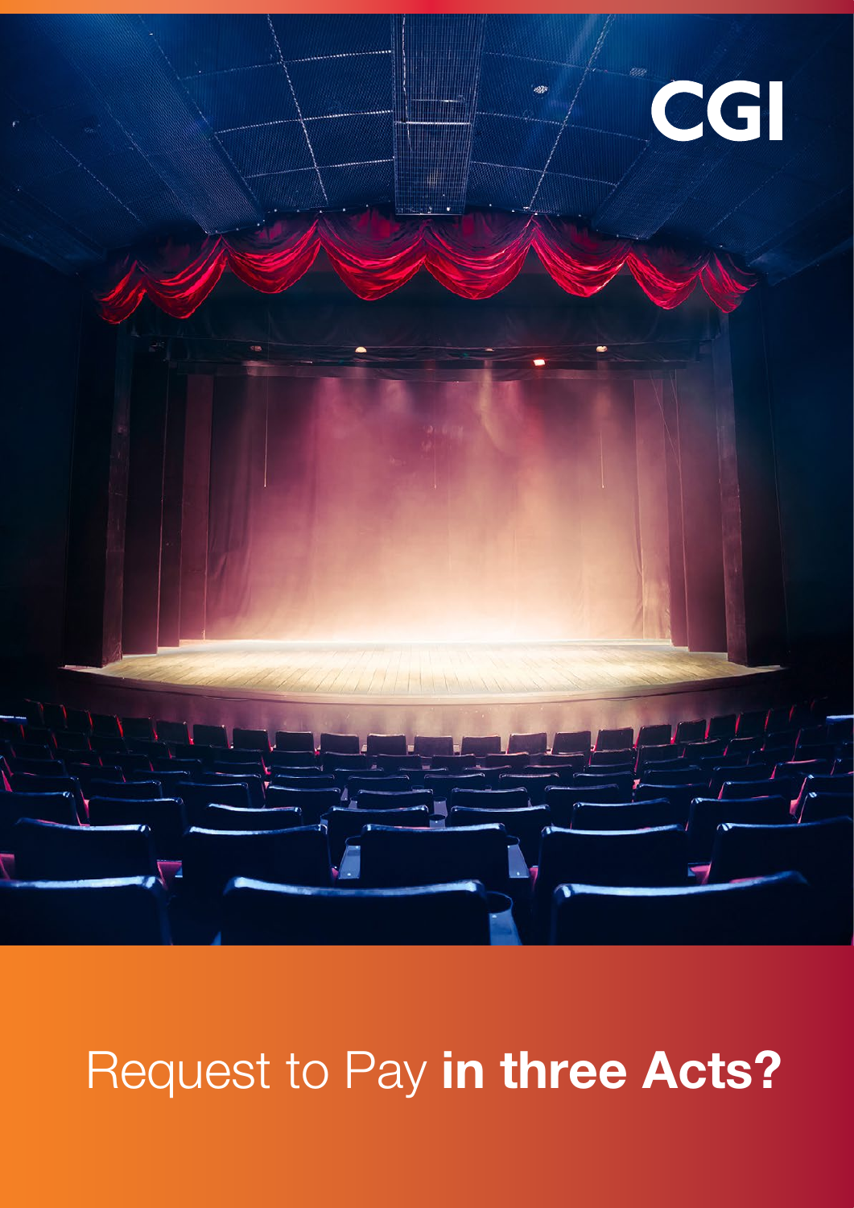CGI

# Request to Pay **in three Acts?**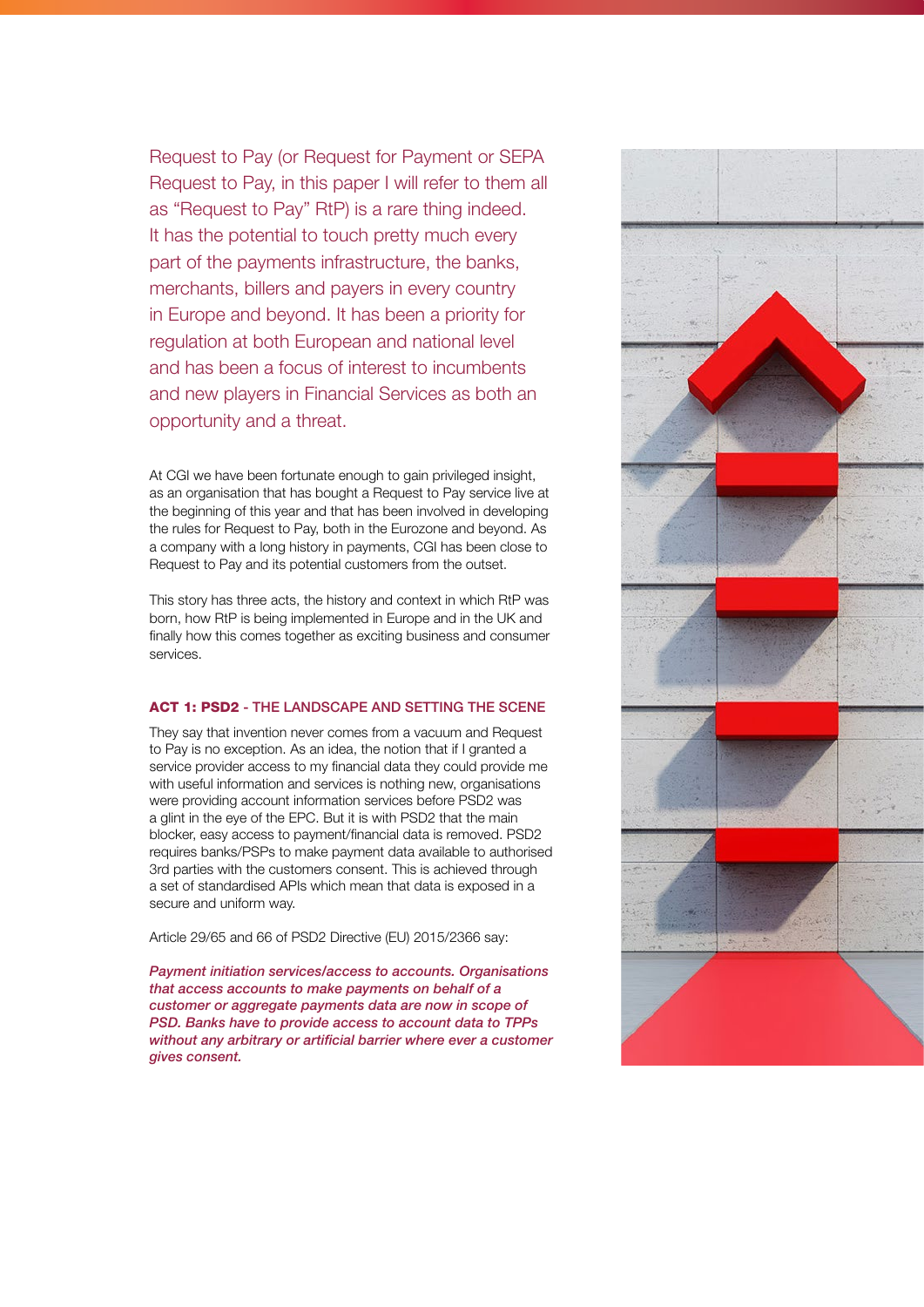Request to Pay (or Request for Payment or SEPA Request to Pay, in this paper I will refer to them all as "Request to Pay" RtP) is a rare thing indeed. It has the potential to touch pretty much every part of the payments infrastructure, the banks, merchants, billers and payers in every country in Europe and beyond. It has been a priority for regulation at both European and national level and has been a focus of interest to incumbents and new players in Financial Services as both an opportunity and a threat.

At CGI we have been fortunate enough to gain privileged insight, as an organisation that has bought a Request to Pay service live at the beginning of this year and that has been involved in developing the rules for Request to Pay, both in the Eurozone and beyond. As a company with a long history in payments, CGI has been close to Request to Pay and its potential customers from the outset.

This story has three acts, the history and context in which RtP was born, how RtP is being implemented in Europe and in the UK and finally how this comes together as exciting business and consumer services.

## ACT 1: PSD2 - THE LANDSCAPE AND SETTING THE SCENE

They say that invention never comes from a vacuum and Request to Pay is no exception. As an idea, the notion that if I granted a service provider access to my financial data they could provide me with useful information and services is nothing new, organisations were providing account information services before PSD2 was a glint in the eye of the EPC. But it is with PSD2 that the main blocker, easy access to payment/financial data is removed. PSD2 requires banks/PSPs to make payment data available to authorised 3rd parties with the customers consent. This is achieved through a set of standardised APIs which mean that data is exposed in a secure and uniform way.

Article 29/65 and 66 of PSD2 Directive (EU) 2015/2366 say:

***Payment initiation services/access to accounts. Organisations that access accounts to make payments on behalf of a customer or aggregate payments data are now in scope of PSD. Banks have to provide access to account data to TPPs without any arbitrary or artificial barrier where ever a customer gives consent.***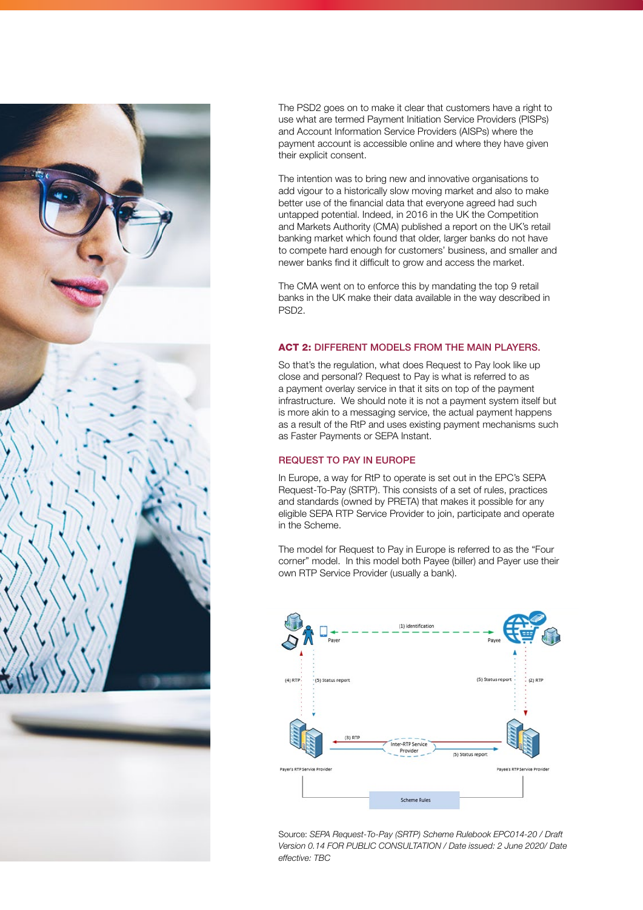The PSD2 goes on to make it clear that customers have a right to use what are termed Payment Initiation Service Providers (PISPs) and Account Information Service Providers (AISPs) where the payment account is accessible online and where they have given their explicit consent.

The intention was to bring new and innovative organisations to add vigour to a historically slow moving market and also to make better use of the financial data that everyone agreed had such untapped potential. Indeed, in 2016 in the UK the Competition and Markets Authority (CMA) published a report on the UK's retail banking market which found that older, larger banks do not have to compete hard enough for customers' business, and smaller and newer banks find it difficult to grow and access the market.

The CMA went on to enforce this by mandating the top 9 retail banks in the UK make their data available in the way described in PSD2.

## ACT 2: DIFFERENT MODELS FROM THE MAIN PLAYERS.

So that's the regulation, what does Request to Pay look like up close and personal? Request to Pay is what is referred to as a payment overlay service in that it sits on top of the payment infrastructure. We should note it is not a payment system itself but is more akin to a messaging service, the actual payment happens as a result of the RtP and uses existing payment mechanisms such as Faster Payments or SEPA Instant.

### REQUEST TO PAY IN EUROPE

In Europe, a way for RtP to operate is set out in the EPC's SEPA Request-To-Pay (SRTP). This consists of a set of rules, practices and standards (owned by PRETA) that makes it possible for any eligible SEPA RTP Service Provider to join, participate and operate in the Scheme.

The model for Request to Pay in Europe is referred to as the "Four corner" model. In this model both Payee (biller) and Payer use their own RTP Service Provider (usually a bank).

Source: *SEPA Request-To-Pay (SRTP) Scheme Rulebook EPC014-20 / Draft Version 0.14 FOR PUBLIC CONSULTATION / Date issued: 2 June 2020/ Date effective: TBC*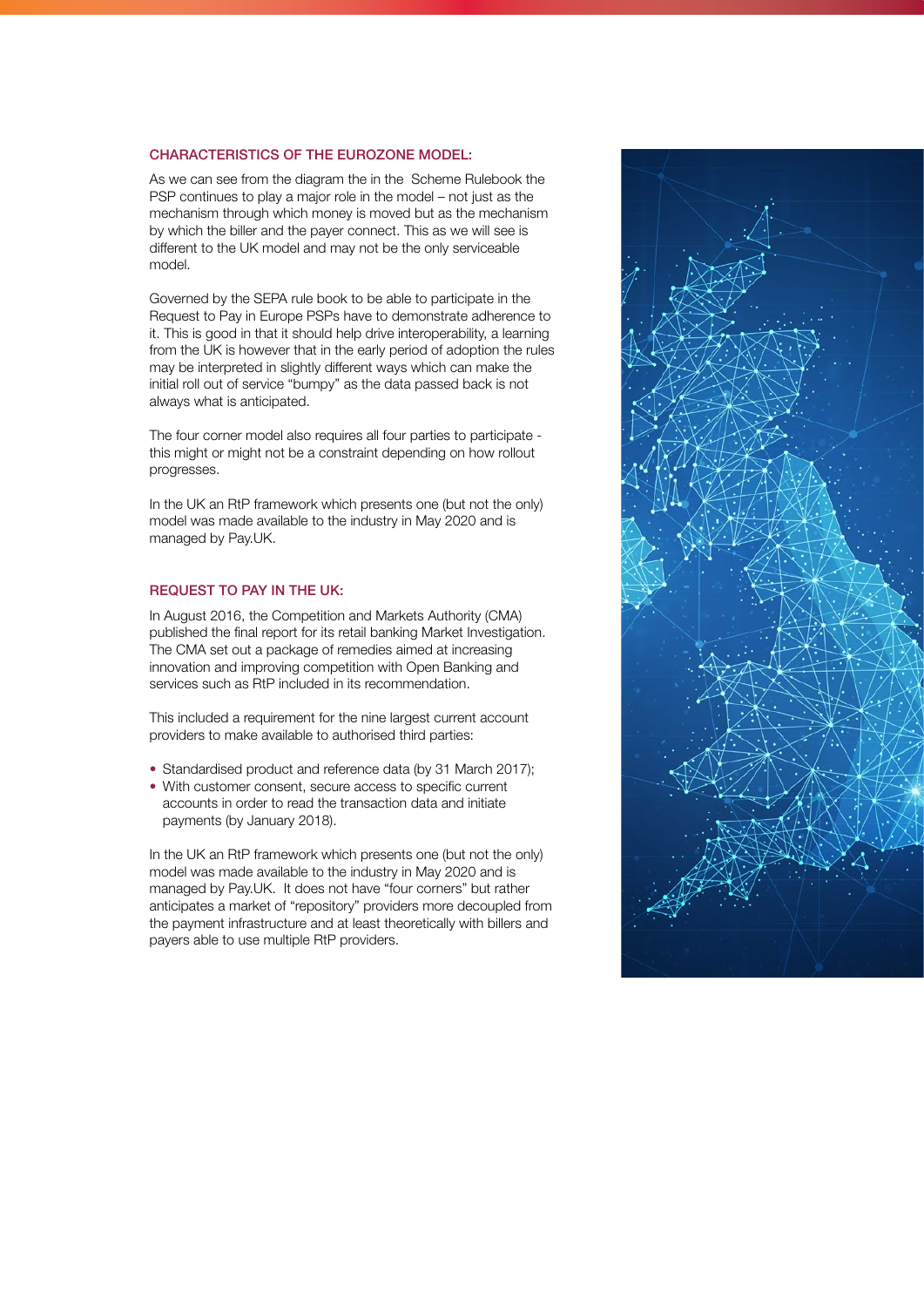## CHARACTERISTICS OF THE EUROZONE MODEL:

As we can see from the diagram the in the  Scheme Rulebook the PSP continues to play a major role in the model – not just as the mechanism through which money is moved but as the mechanism by which the biller and the payer connect. This as we will see is different to the UK model and may not be the only serviceable model.

Governed by the SEPA rule book to be able to participate in the Request to Pay in Europe PSPs have to demonstrate adherence to it. This is good in that it should help drive interoperability, a learning from the UK is however that in the early period of adoption the rules may be interpreted in slightly different ways which can make the initial roll out of service "bumpy" as the data passed back is not always what is anticipated.

The four corner model also requires all four parties to participate - this might or might not be a constraint depending on how rollout progresses.

In the UK an RtP framework which presents one (but not the only) model was made available to the industry in May 2020 and is managed by Pay.UK.

## REQUEST TO PAY IN THE UK:

In August 2016, the Competition and Markets Authority (CMA) published the final report for its retail banking Market Investigation. The CMA set out a package of remedies aimed at increasing innovation and improving competition with Open Banking and services such as RtP included in its recommendation.

This included a requirement for the nine largest current account providers to make available to authorised third parties:

- Standardised product and reference data (by 31 March 2017);
- With customer consent, secure access to specific current accounts in order to read the transaction data and initiate payments (by January 2018).

In the UK an RtP framework which presents one (but not the only) model was made available to the industry in May 2020 and is managed by Pay.UK.  It does not have "four corners" but rather anticipates a market of "repository" providers more decoupled from the payment infrastructure and at least theoretically with billers and payers able to use multiple RtP providers.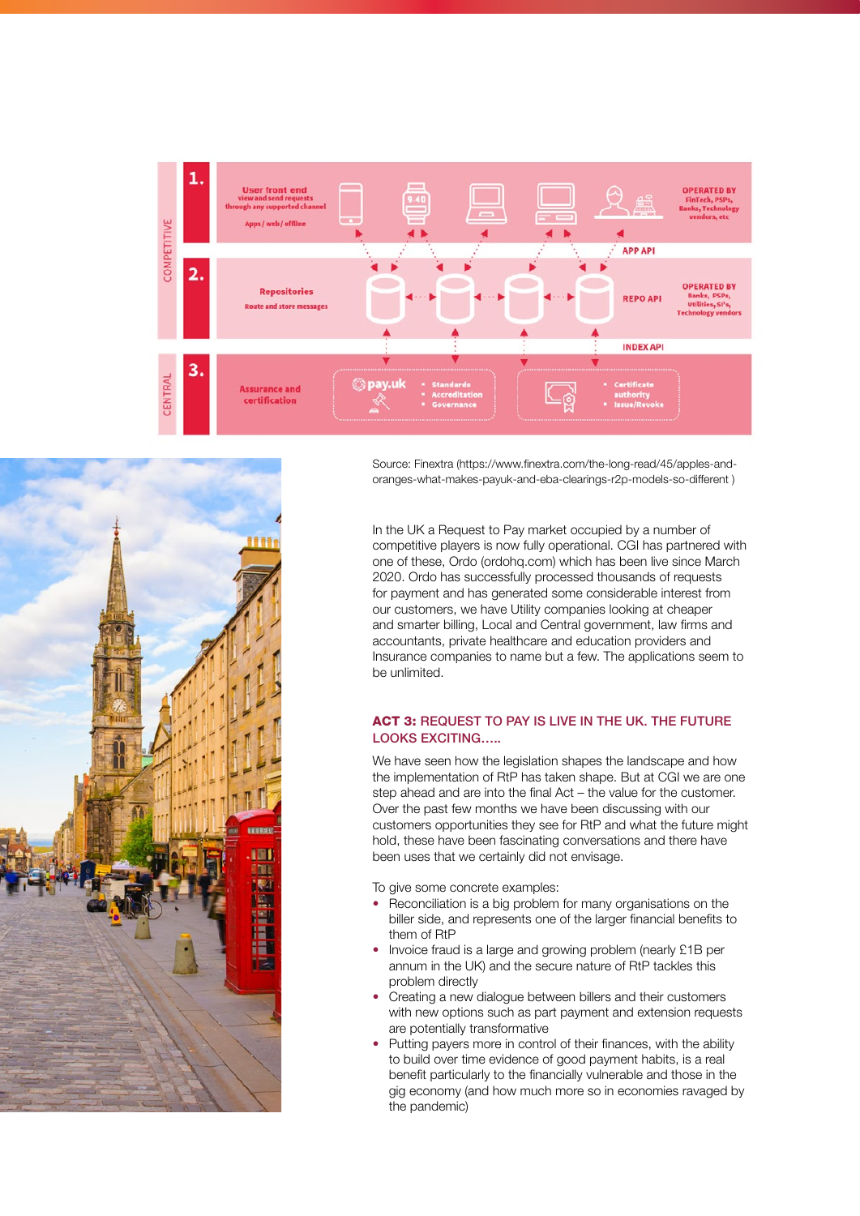Source: Finextra (https://www.finextra.com/the-long-read/45/apples-and-oranges-what-makes-payuk-and-eba-clearings-r2p-models-so-different )

In the UK a Request to Pay market occupied by a number of competitive players is now fully operational. CGI has partnered with one of these, Ordo (ordohq.com) which has been live since March 2020. Ordo has successfully processed thousands of requests for payment and has generated some considerable interest from our customers, we have Utility companies looking at cheaper and smarter billing, Local and Central government, law firms and accountants, private healthcare and education providers and Insurance companies to name but a few. The applications seem to be unlimited.

## ACT 3: REQUEST TO PAY IS LIVE IN THE UK. THE FUTURE LOOKS EXCITING…..

We have seen how the legislation shapes the landscape and how the implementation of RtP has taken shape. But at CGI we are one step ahead and are into the final Act – the value for the customer. Over the past few months we have been discussing with our customers opportunities they see for RtP and what the future might hold, these have been fascinating conversations and there have been uses that we certainly did not envisage.

To give some concrete examples:

- Reconciliation is a big problem for many organisations on the biller side, and represents one of the larger financial benefits to them of RtP
- Invoice fraud is a large and growing problem (nearly £1B per annum in the UK) and the secure nature of RtP tackles this problem directly
- Creating a new dialogue between billers and their customers with new options such as part payment and extension requests are potentially transformative
- Putting payers more in control of their finances, with the ability to build over time evidence of good payment habits, is a real benefit particularly to the financially vulnerable and those in the gig economy (and how much more so in economies ravaged by the pandemic)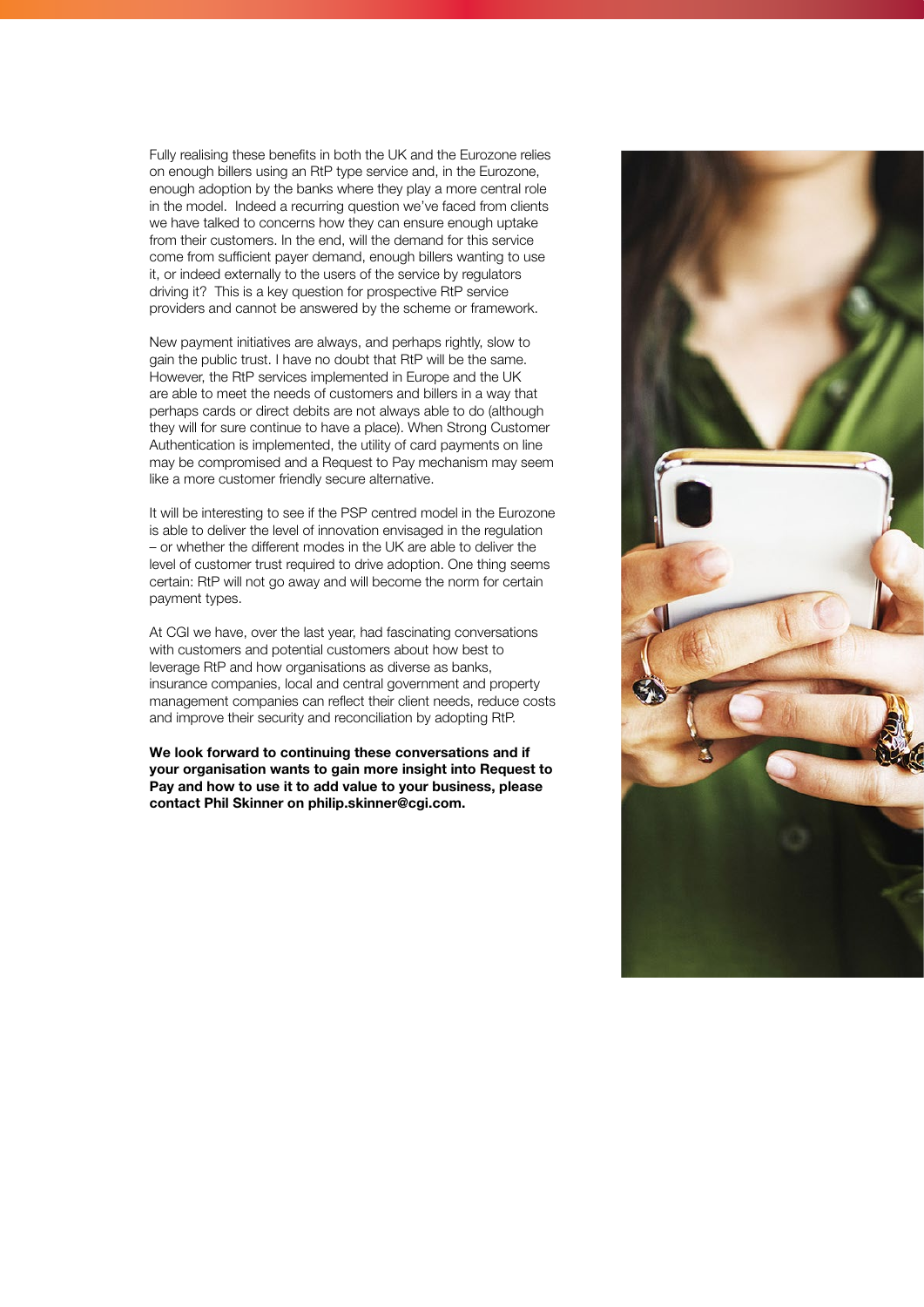Fully realising these benefits in both the UK and the Eurozone relies on enough billers using an RtP type service and, in the Eurozone, enough adoption by the banks where they play a more central role in the model. Indeed a recurring question we've faced from clients we have talked to concerns how they can ensure enough uptake from their customers. In the end, will the demand for this service come from sufficient payer demand, enough billers wanting to use it, or indeed externally to the users of the service by regulators driving it? This is a key question for prospective RtP service providers and cannot be answered by the scheme or framework.

New payment initiatives are always, and perhaps rightly, slow to gain the public trust. I have no doubt that RtP will be the same. However, the RtP services implemented in Europe and the UK are able to meet the needs of customers and billers in a way that perhaps cards or direct debits are not always able to do (although they will for sure continue to have a place). When Strong Customer Authentication is implemented, the utility of card payments on line may be compromised and a Request to Pay mechanism may seem like a more customer friendly secure alternative.

It will be interesting to see if the PSP centred model in the Eurozone is able to deliver the level of innovation envisaged in the regulation – or whether the different modes in the UK are able to deliver the level of customer trust required to drive adoption. One thing seems certain: RtP will not go away and will become the norm for certain payment types.

At CGI we have, over the last year, had fascinating conversations with customers and potential customers about how best to leverage RtP and how organisations as diverse as banks, insurance companies, local and central government and property management companies can reflect their client needs, reduce costs and improve their security and reconciliation by adopting RtP.

**We look forward to continuing these conversations and if your organisation wants to gain more insight into Request to Pay and how to use it to add value to your business, please contact Phil Skinner on philip.skinner@cgi.com.**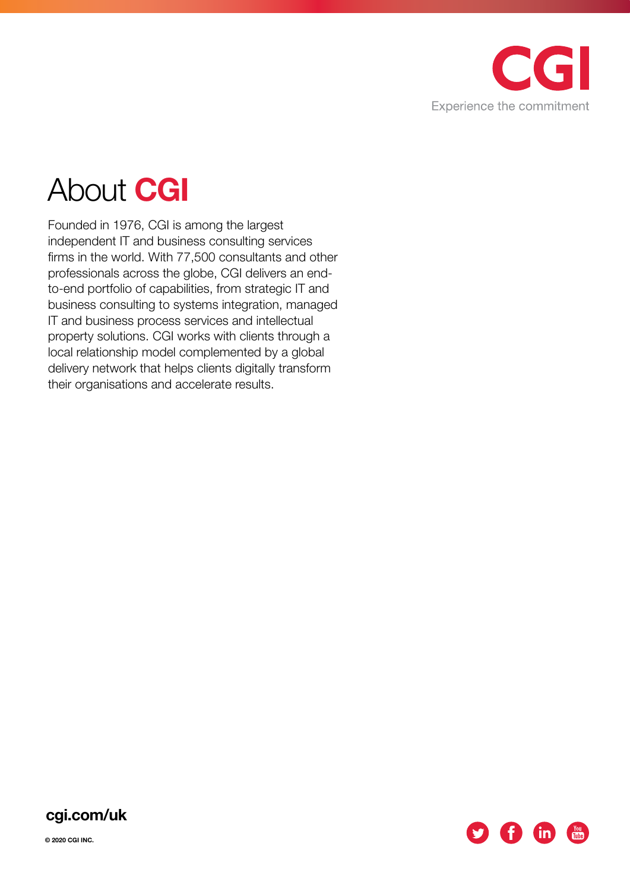CGI

Experience the commitment

# About CGI

Founded in 1976, CGI is among the largest independent IT and business consulting services firms in the world. With 77,500 consultants and other professionals across the globe, CGI delivers an end-to-end portfolio of capabilities, from strategic IT and business consulting to systems integration, managed IT and business process services and intellectual property solutions. CGI works with clients through a local relationship model complemented by a global delivery network that helps clients digitally transform their organisations and accelerate results.

**cgi.com/uk**

**© 2020 CGI INC.**